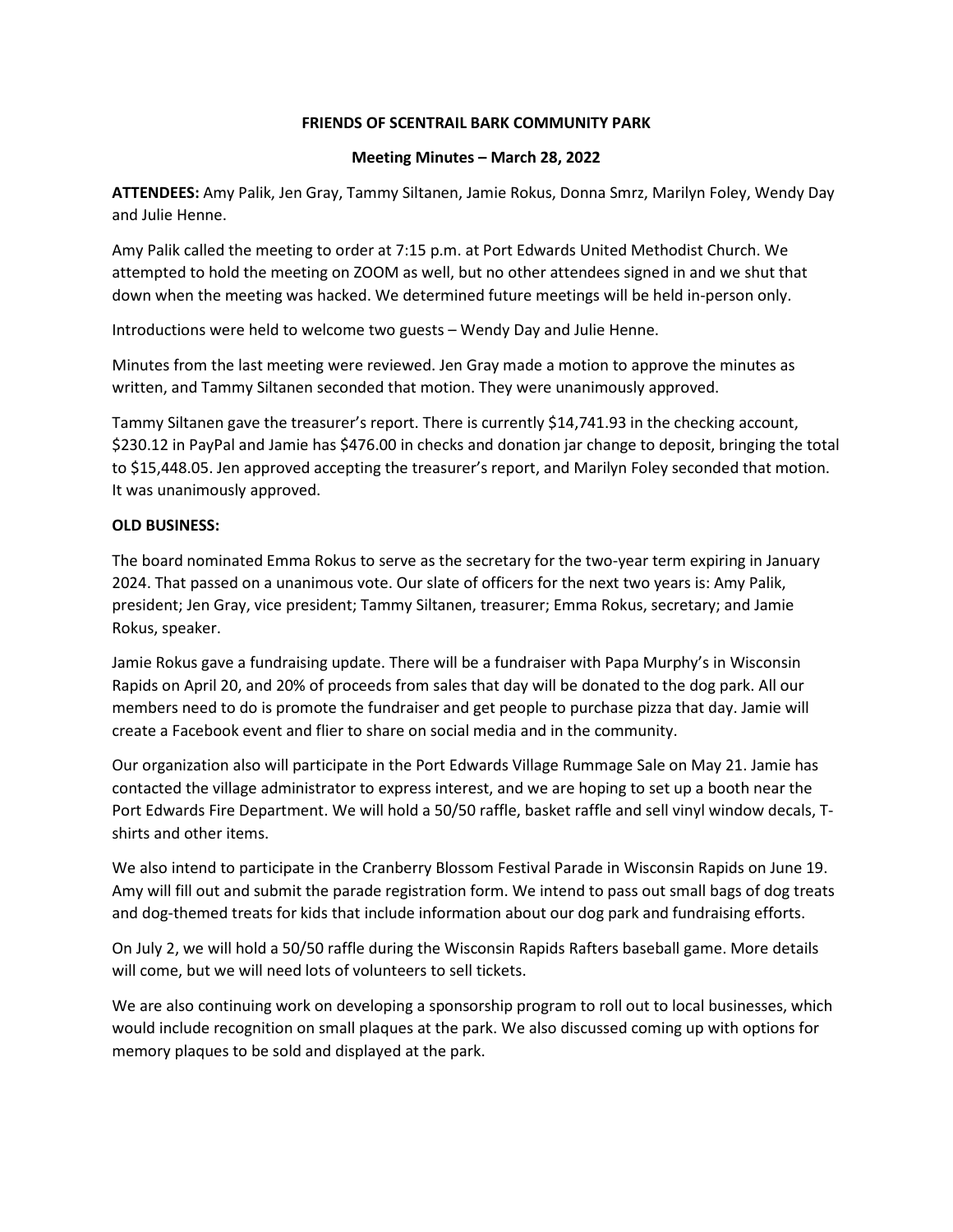**FRIENDS OF SCENTRAIL BARK COMMUNITY PARK**

**Meeting Minutes – March 28, 2022**

**ATTENDEES:** Amy Palik, Jen Gray, Tammy Siltanen, Jamie Rokus, Donna Smrz, Marilyn Foley, Wendy Day and Julie Henne.

Amy Palik called the meeting to order at 7:15 p.m. at Port Edwards United Methodist Church. We attempted to hold the meeting on ZOOM as well, but no other attendees signed in and we shut that down when the meeting was hacked. We determined future meetings will be held in-person only.

Introductions were held to welcome two guests – Wendy Day and Julie Henne.

Minutes from the last meeting were reviewed. Jen Gray made a motion to approve the minutes as written, and Tammy Siltanen seconded that motion. They were unanimously approved.

Tammy Siltanen gave the treasurer's report. There is currently $14,741.93 in the checking account, $230.12 in PayPal and Jamie has $476.00 in checks and donation jar change to deposit, bringing the total to $15,448.05. Jen approved accepting the treasurer's report, and Marilyn Foley seconded that motion. It was unanimously approved.

**OLD BUSINESS:**

The board nominated Emma Rokus to serve as the secretary for the two-year term expiring in January 2024. That passed on a unanimous vote. Our slate of officers for the next two years is: Amy Palik, president; Jen Gray, vice president; Tammy Siltanen, treasurer; Emma Rokus, secretary; and Jamie Rokus, speaker.

Jamie Rokus gave a fundraising update. There will be a fundraiser with Papa Murphy's in Wisconsin Rapids on April 20, and 20% of proceeds from sales that day will be donated to the dog park. All our members need to do is promote the fundraiser and get people to purchase pizza that day. Jamie will create a Facebook event and flier to share on social media and in the community.

Our organization also will participate in the Port Edwards Village Rummage Sale on May 21. Jamie has contacted the village administrator to express interest, and we are hoping to set up a booth near the Port Edwards Fire Department. We will hold a 50/50 raffle, basket raffle and sell vinyl window decals, T-shirts and other items.

We also intend to participate in the Cranberry Blossom Festival Parade in Wisconsin Rapids on June 19. Amy will fill out and submit the parade registration form. We intend to pass out small bags of dog treats and dog-themed treats for kids that include information about our dog park and fundraising efforts.

On July 2, we will hold a 50/50 raffle during the Wisconsin Rapids Rafters baseball game. More details will come, but we will need lots of volunteers to sell tickets.

We are also continuing work on developing a sponsorship program to roll out to local businesses, which would include recognition on small plaques at the park. We also discussed coming up with options for memory plaques to be sold and displayed at the park.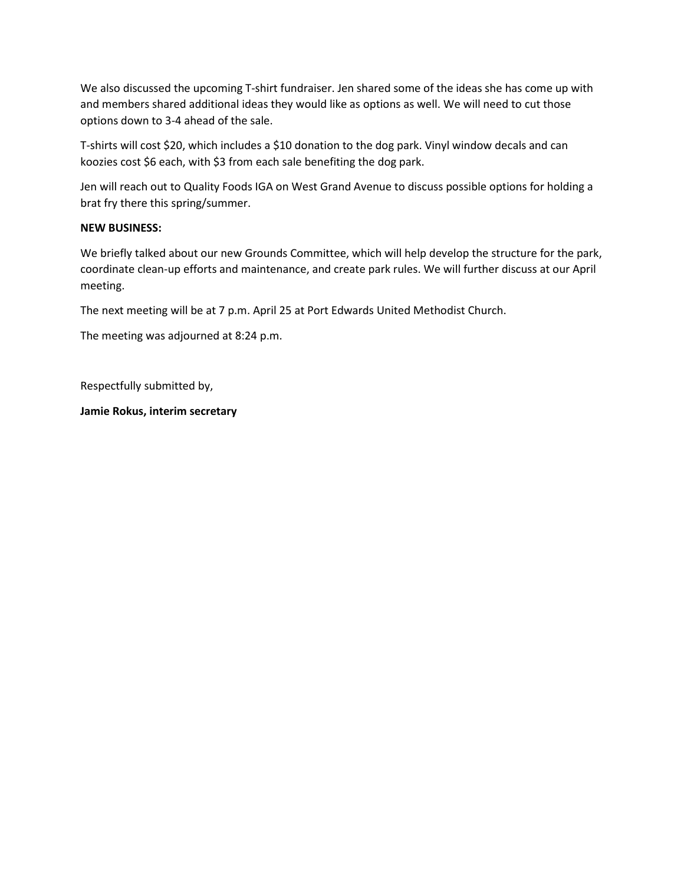We also discussed the upcoming T-shirt fundraiser. Jen shared some of the ideas she has come up with and members shared additional ideas they would like as options as well. We will need to cut those options down to 3-4 ahead of the sale.

T-shirts will cost $20, which includes a $10 donation to the dog park. Vinyl window decals and can koozies cost $6 each, with $3 from each sale benefiting the dog park.

Jen will reach out to Quality Foods IGA on West Grand Avenue to discuss possible options for holding a brat fry there this spring/summer.

**NEW BUSINESS:**

We briefly talked about our new Grounds Committee, which will help develop the structure for the park, coordinate clean-up efforts and maintenance, and create park rules. We will further discuss at our April meeting.

The next meeting will be at 7 p.m. April 25 at Port Edwards United Methodist Church.

The meeting was adjourned at 8:24 p.m.

Respectfully submitted by,

**Jamie Rokus, interim secretary**